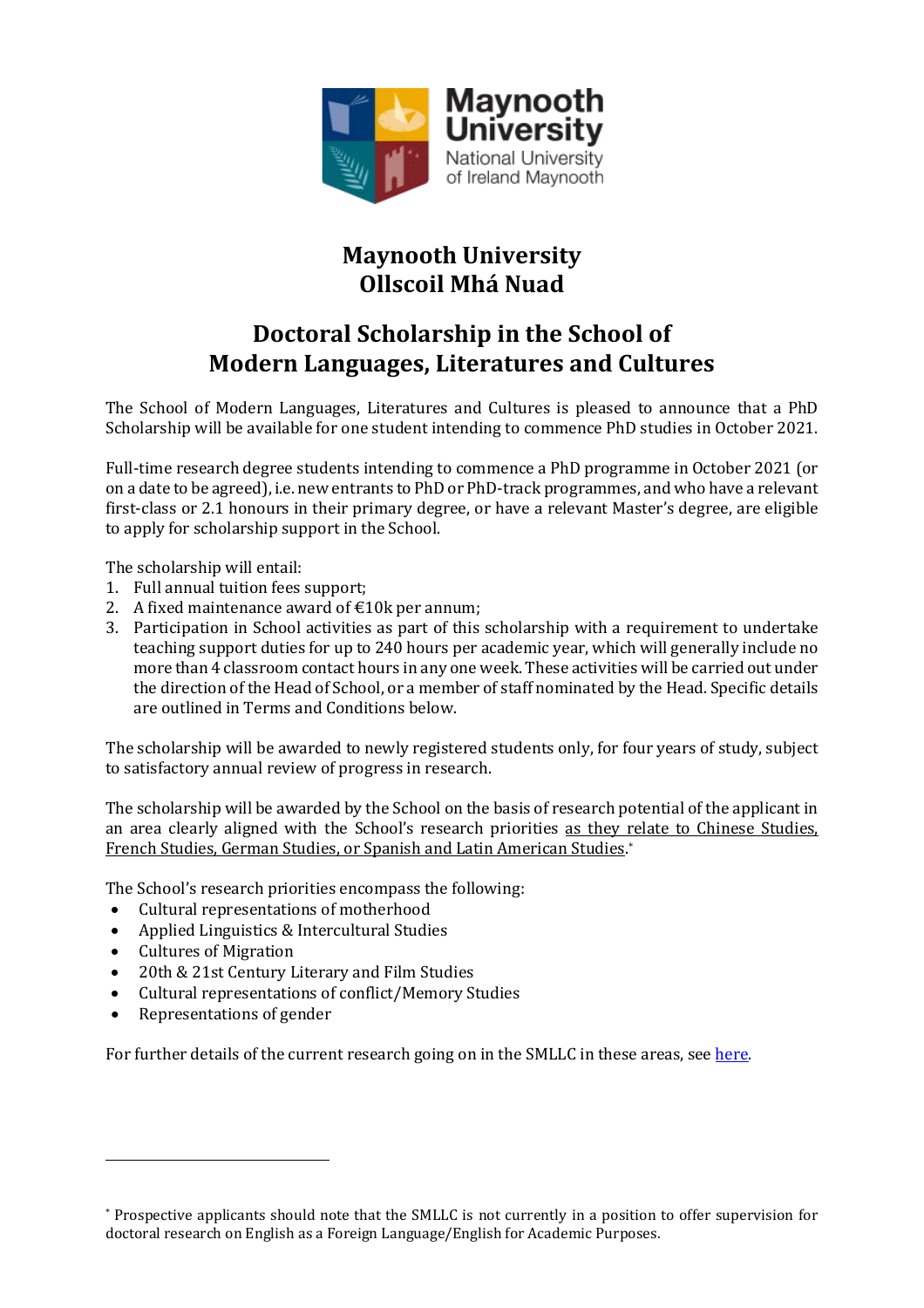# Maynooth University
# Ollscoil Mhá Nuad

## Doctoral Scholarship in the School of Modern Languages, Literatures and Cultures

The School of Modern Languages, Literatures and Cultures is pleased to announce that a PhD Scholarship will be available for one student intending to commence PhD studies in October 2021.

Full-time research degree students intending to commence a PhD programme in October 2021 (or on a date to be agreed), i.e. new entrants to PhD or PhD-track programmes, and who have a relevant first-class or 2.1 honours in their primary degree, or have a relevant Master's degree, are eligible to apply for scholarship support in the School.

The scholarship will entail:

1. Full annual tuition fees support;
2. A fixed maintenance award of €10k per annum;
3. Participation in School activities as part of this scholarship with a requirement to undertake teaching support duties for up to 240 hours per academic year, which will generally include no more than 4 classroom contact hours in any one week. These activities will be carried out under the direction of the Head of School, or a member of staff nominated by the Head. Specific details are outlined in Terms and Conditions below.

The scholarship will be awarded to newly registered students only, for four years of study, subject to satisfactory annual review of progress in research.

The scholarship will be awarded by the School on the basis of research potential of the applicant in an area clearly aligned with the School's research priorities as they relate to Chinese Studies, French Studies, German Studies, or Spanish and Latin American Studies.[*]

The School's research priorities encompass the following:

- Cultural representations of motherhood
- Applied Linguistics & Intercultural Studies
- Cultures of Migration
- 20th & 21st Century Literary and Film Studies
- Cultural representations of conflict/Memory Studies
- Representations of gender

For further details of the current research going on in the SMLLC in these areas, see here.

---

[*] Prospective applicants should note that the SMLLC is not currently in a position to offer supervision for doctoral research on English as a Foreign Language/English for Academic Purposes.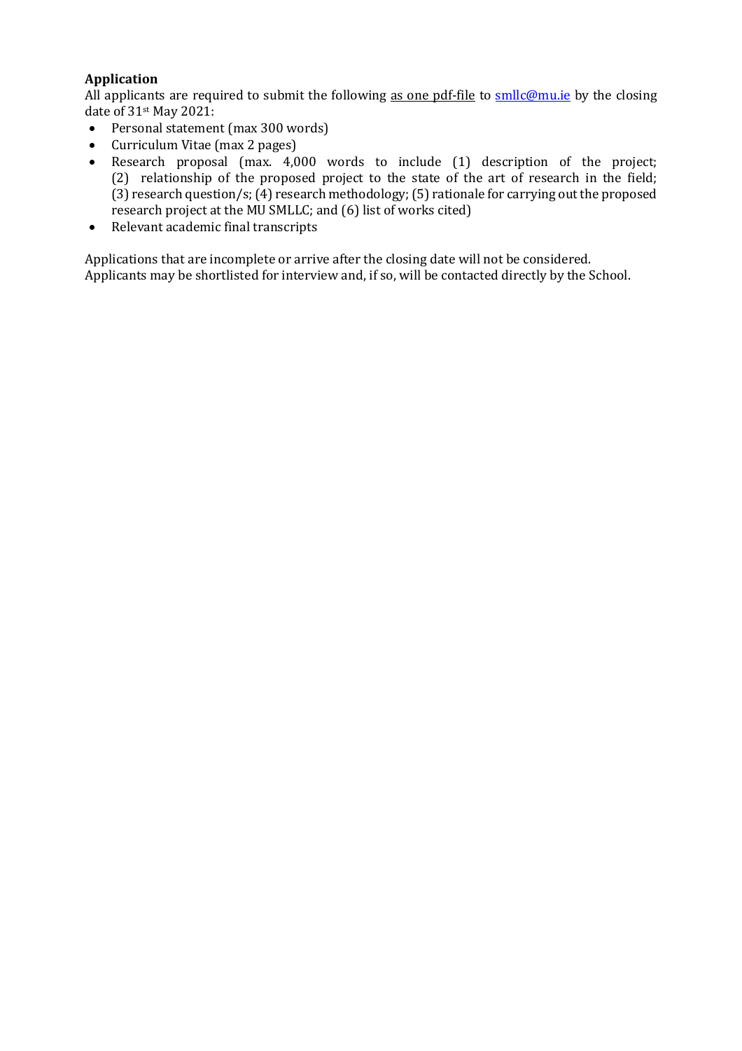**Application**

All applicants are required to submit the following as one pdf-file to smllc@mu.ie by the closing date of 31st May 2021:

- Personal statement (max 300 words)
- Curriculum Vitae (max 2 pages)
- Research proposal (max. 4,000 words to include (1) description of the project; (2) relationship of the proposed project to the state of the art of research in the field; (3) research question/s; (4) research methodology; (5) rationale for carrying out the proposed research project at the MU SMLLC; and (6) list of works cited)
- Relevant academic final transcripts

Applications that are incomplete or arrive after the closing date will not be considered.
Applicants may be shortlisted for interview and, if so, will be contacted directly by the School.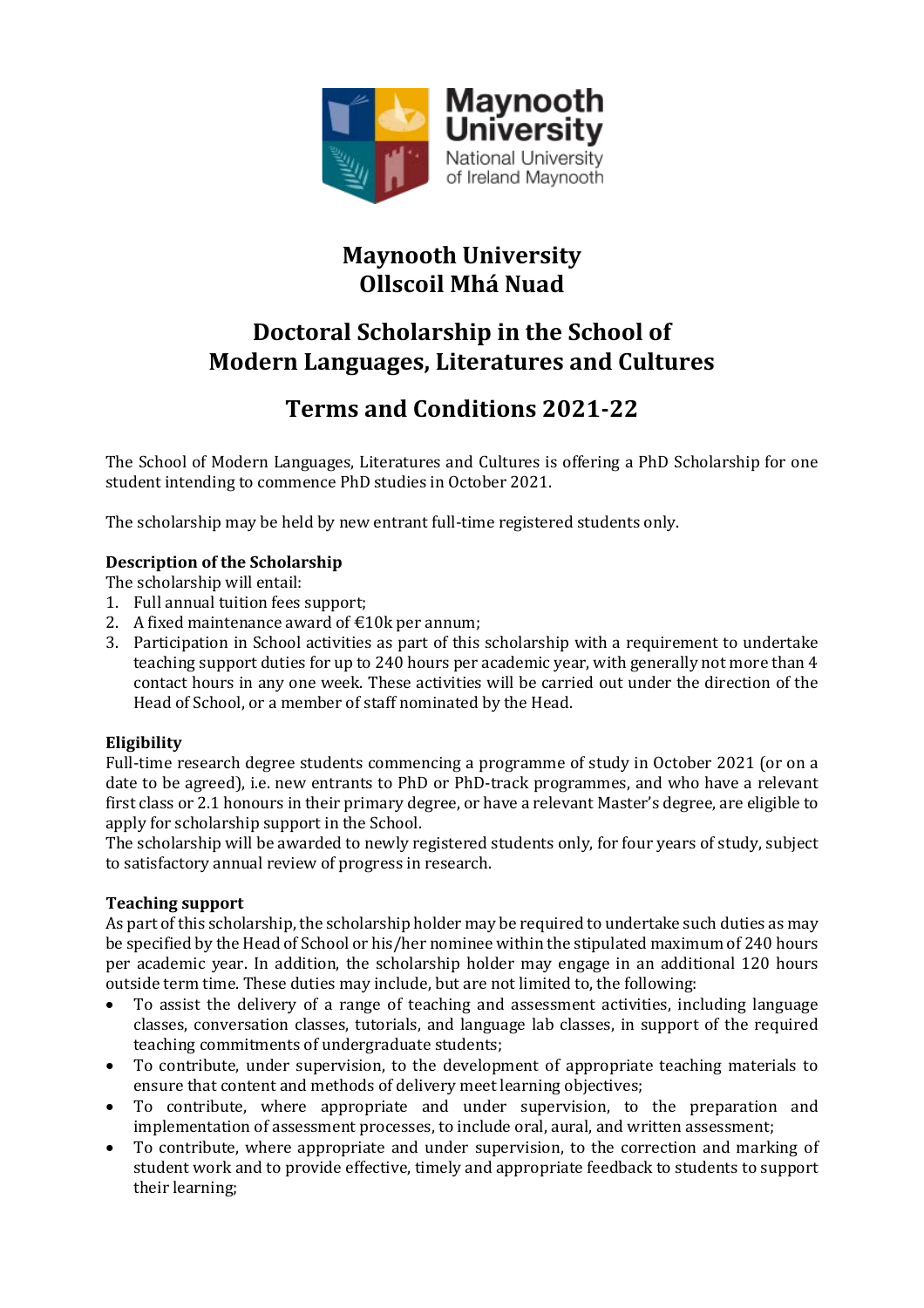# Maynooth University
# Ollscoil Mhá Nuad

## Doctoral Scholarship in the School of Modern Languages, Literatures and Cultures

## Terms and Conditions 2021-22

The School of Modern Languages, Literatures and Cultures is offering a PhD Scholarship for one student intending to commence PhD studies in October 2021.

The scholarship may be held by new entrant full-time registered students only.

**Description of the Scholarship**

The scholarship will entail:

1. Full annual tuition fees support;
2. A fixed maintenance award of €10k per annum;
3. Participation in School activities as part of this scholarship with a requirement to undertake teaching support duties for up to 240 hours per academic year, with generally not more than 4 contact hours in any one week. These activities will be carried out under the direction of the Head of School, or a member of staff nominated by the Head.

**Eligibility**

Full-time research degree students commencing a programme of study in October 2021 (or on a date to be agreed), i.e. new entrants to PhD or PhD-track programmes, and who have a relevant first class or 2.1 honours in their primary degree, or have a relevant Master's degree, are eligible to apply for scholarship support in the School.

The scholarship will be awarded to newly registered students only, for four years of study, subject to satisfactory annual review of progress in research.

**Teaching support**

As part of this scholarship, the scholarship holder may be required to undertake such duties as may be specified by the Head of School or his/her nominee within the stipulated maximum of 240 hours per academic year. In addition, the scholarship holder may engage in an additional 120 hours outside term time. These duties may include, but are not limited to, the following:

- To assist the delivery of a range of teaching and assessment activities, including language classes, conversation classes, tutorials, and language lab classes, in support of the required teaching commitments of undergraduate students;
- To contribute, under supervision, to the development of appropriate teaching materials to ensure that content and methods of delivery meet learning objectives;
- To contribute, where appropriate and under supervision, to the preparation and implementation of assessment processes, to include oral, aural, and written assessment;
- To contribute, where appropriate and under supervision, to the correction and marking of student work and to provide effective, timely and appropriate feedback to students to support their learning;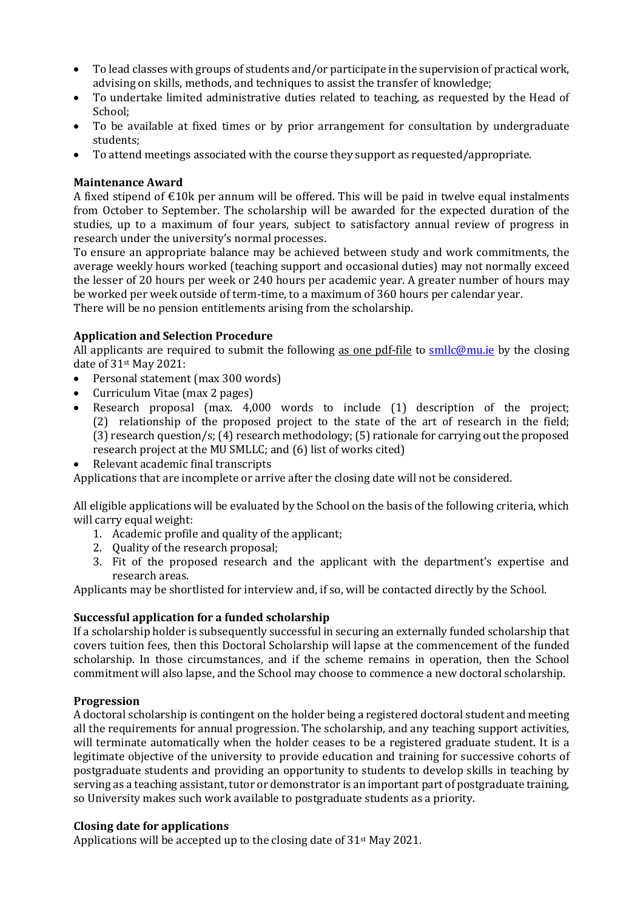- To lead classes with groups of students and/or participate in the supervision of practical work, advising on skills, methods, and techniques to assist the transfer of knowledge;
- To undertake limited administrative duties related to teaching, as requested by the Head of School;
- To be available at fixed times or by prior arrangement for consultation by undergraduate students;
- To attend meetings associated with the course they support as requested/appropriate.

**Maintenance Award**

A fixed stipend of €10k per annum will be offered. This will be paid in twelve equal instalments from October to September. The scholarship will be awarded for the expected duration of the studies, up to a maximum of four years, subject to satisfactory annual review of progress in research under the university's normal processes.

To ensure an appropriate balance may be achieved between study and work commitments, the average weekly hours worked (teaching support and occasional duties) may not normally exceed the lesser of 20 hours per week or 240 hours per academic year. A greater number of hours may be worked per week outside of term-time, to a maximum of 360 hours per calendar year.

There will be no pension entitlements arising from the scholarship.

**Application and Selection Procedure**

All applicants are required to submit the following as one pdf-file to smllc@mu.ie by the closing date of 31st May 2021:

- Personal statement (max 300 words)
- Curriculum Vitae (max 2 pages)
- Research proposal (max. 4,000 words to include (1) description of the project; (2) relationship of the proposed project to the state of the art of research in the field; (3) research question/s; (4) research methodology; (5) rationale for carrying out the proposed research project at the MU SMLLC; and (6) list of works cited)
- Relevant academic final transcripts

Applications that are incomplete or arrive after the closing date will not be considered.

All eligible applications will be evaluated by the School on the basis of the following criteria, which will carry equal weight:

1. Academic profile and quality of the applicant;
2. Quality of the research proposal;
3. Fit of the proposed research and the applicant with the department's expertise and research areas.

Applicants may be shortlisted for interview and, if so, will be contacted directly by the School.

**Successful application for a funded scholarship**

If a scholarship holder is subsequently successful in securing an externally funded scholarship that covers tuition fees, then this Doctoral Scholarship will lapse at the commencement of the funded scholarship. In those circumstances, and if the scheme remains in operation, then the School commitment will also lapse, and the School may choose to commence a new doctoral scholarship.

**Progression**

A doctoral scholarship is contingent on the holder being a registered doctoral student and meeting all the requirements for annual progression. The scholarship, and any teaching support activities, will terminate automatically when the holder ceases to be a registered graduate student. It is a legitimate objective of the university to provide education and training for successive cohorts of postgraduate students and providing an opportunity to students to develop skills in teaching by serving as a teaching assistant, tutor or demonstrator is an important part of postgraduate training, so University makes such work available to postgraduate students as a priority.

**Closing date for applications**

Applications will be accepted up to the closing date of 31st May 2021.